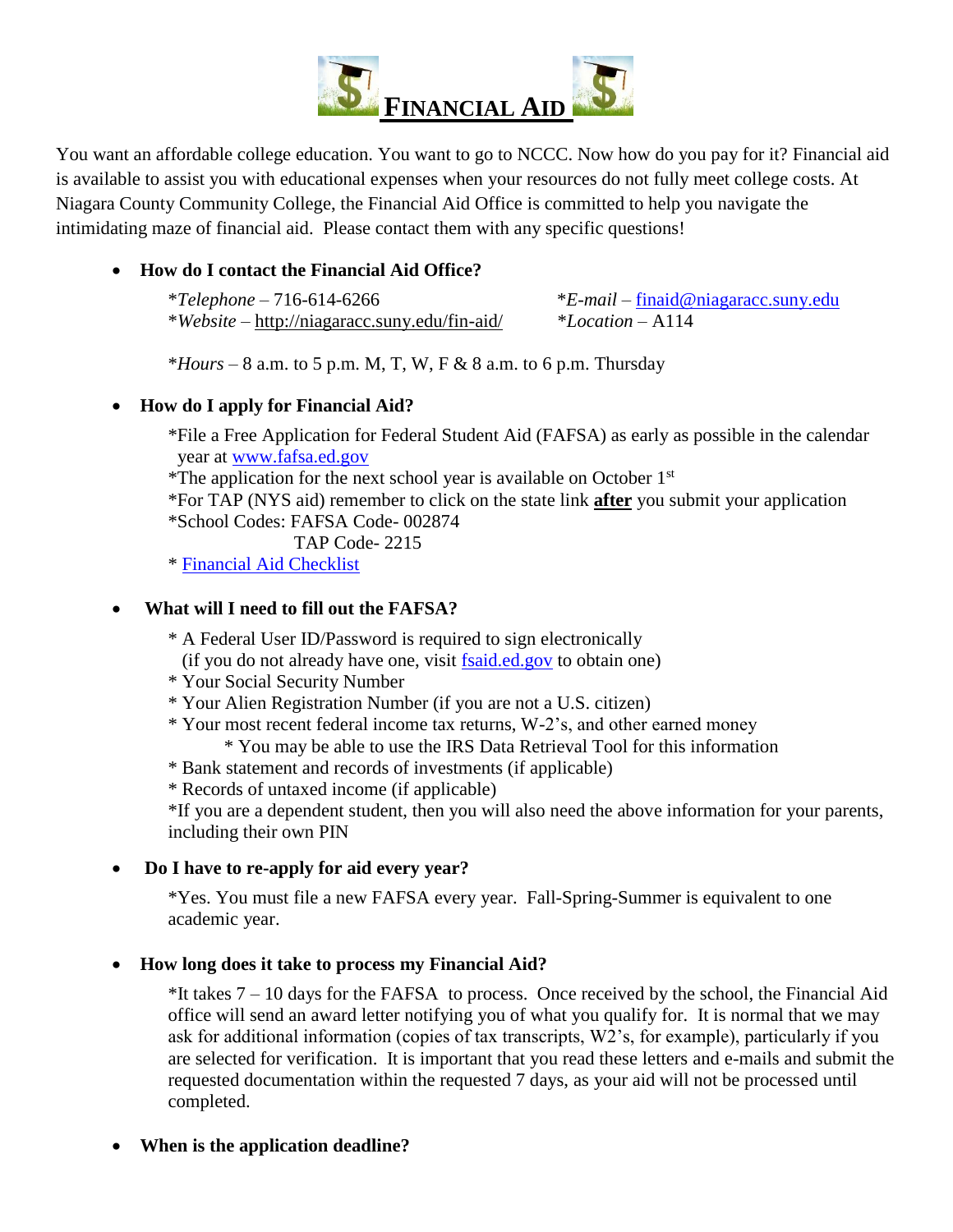# FINANCIAL AID

You want an affordable college education. You want to go to NCCC. Now how do you pay for it? Financial aid is available to assist you with educational expenses when your resources do not fully meet college costs. At Niagara County Community College, the Financial Aid Office is committed to help you navigate the intimidating maze of financial aid. Please contact them with any specific questions!

- **How do I contact the Financial Aid Office?**

  **Telephone* – 716-614-6266
  **E-mail* – finaid@niagaracc.suny.edu
  **Website* – http://niagaracc.suny.edu/fin-aid/
  **Location* – A114

  **Hours* – 8 a.m. to 5 p.m. M, T, W, F & 8 a.m. to 6 p.m. Thursday

- **How do I apply for Financial Aid?**

  *File a Free Application for Federal Student Aid (FAFSA) as early as possible in the calendar year at www.fafsa.ed.gov
  *The application for the next school year is available on October 1st
  *For TAP (NYS aid) remember to click on the state link **after** you submit your application
  *School Codes: FAFSA Code- 002874
  TAP Code- 2215
  * Financial Aid Checklist

- **What will I need to fill out the FAFSA?**

  * A Federal User ID/Password is required to sign electronically (if you do not already have one, visit fsaid.ed.gov to obtain one)
  * Your Social Security Number
  * Your Alien Registration Number (if you are not a U.S. citizen)
  * Your most recent federal income tax returns, W-2's, and other earned money
    * You may be able to use the IRS Data Retrieval Tool for this information
  * Bank statement and records of investments (if applicable)
  * Records of untaxed income (if applicable)
  *If you are a dependent student, then you will also need the above information for your parents, including their own PIN

- **Do I have to re-apply for aid every year?**

  *Yes. You must file a new FAFSA every year. Fall-Spring-Summer is equivalent to one academic year.

- **How long does it take to process my Financial Aid?**

  *It takes 7 – 10 days for the FAFSA to process. Once received by the school, the Financial Aid office will send an award letter notifying you of what you qualify for. It is normal that we may ask for additional information (copies of tax transcripts, W2's, for example), particularly if you are selected for verification. It is important that you read these letters and e-mails and submit the requested documentation within the requested 7 days, as your aid will not be processed until completed.

- **When is the application deadline?**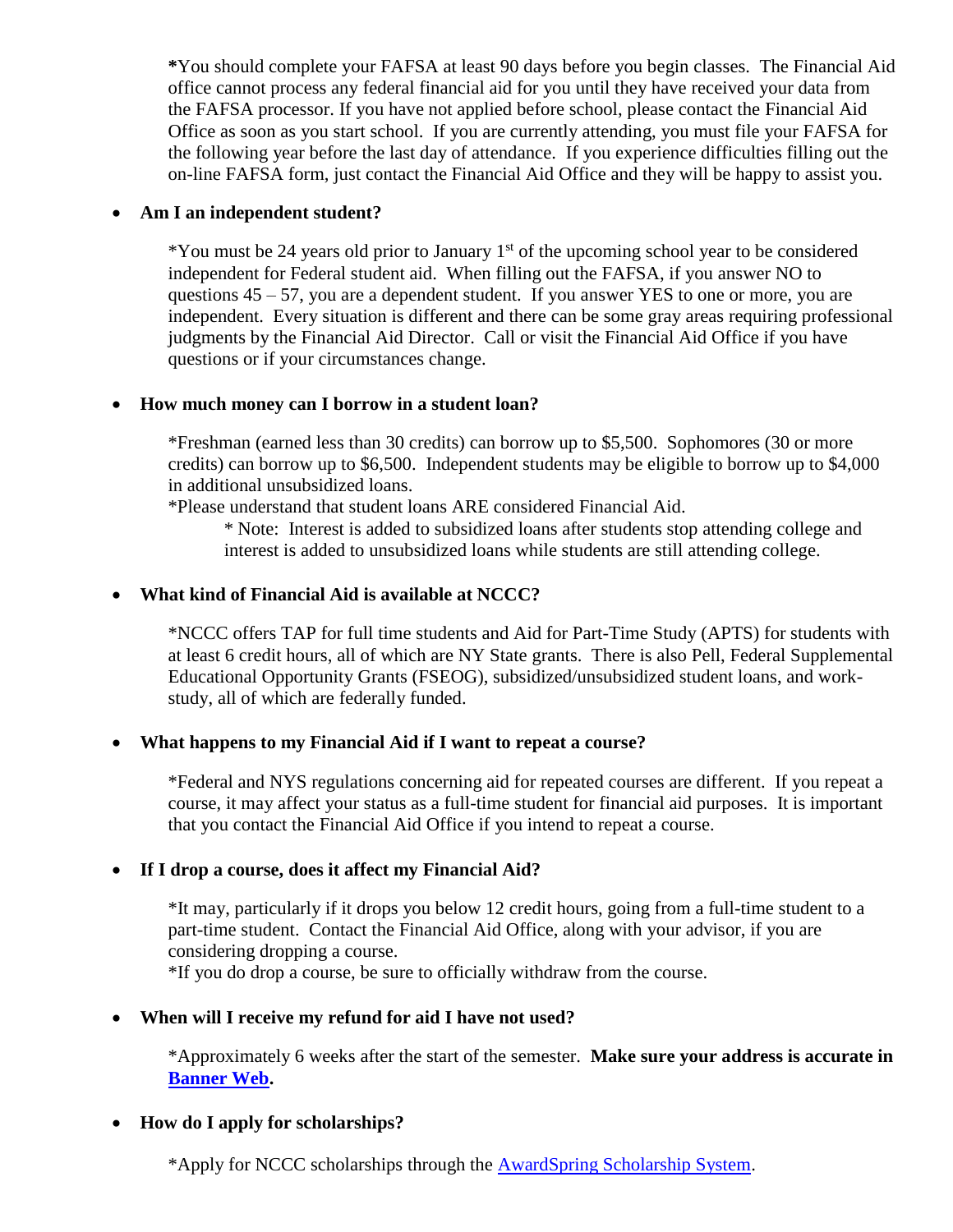**\***You should complete your FAFSA at least 90 days before you begin classes. The Financial Aid office cannot process any federal financial aid for you until they have received your data from the FAFSA processor. If you have not applied before school, please contact the Financial Aid Office as soon as you start school. If you are currently attending, you must file your FAFSA for the following year before the last day of attendance. If you experience difficulties filling out the on-line FAFSA form, just contact the Financial Aid Office and they will be happy to assist you.

- **Am I an independent student?**

  *You must be 24 years old prior to January 1st of the upcoming school year to be considered independent for Federal student aid. When filling out the FAFSA, if you answer NO to questions 45 – 57, you are a dependent student. If you answer YES to one or more, you are independent. Every situation is different and there can be some gray areas requiring professional judgments by the Financial Aid Director. Call or visit the Financial Aid Office if you have questions or if your circumstances change.

- **How much money can I borrow in a student loan?**

  *Freshman (earned less than 30 credits) can borrow up to $5,500. Sophomores (30 or more credits) can borrow up to $6,500. Independent students may be eligible to borrow up to $4,000 in additional unsubsidized loans.

  *Please understand that student loans ARE considered Financial Aid.

  > * Note: Interest is added to subsidized loans after students stop attending college and interest is added to unsubsidized loans while students are still attending college.

- **What kind of Financial Aid is available at NCCC?**

  *NCCC offers TAP for full time students and Aid for Part-Time Study (APTS) for students with at least 6 credit hours, all of which are NY State grants. There is also Pell, Federal Supplemental Educational Opportunity Grants (FSEOG), subsidized/unsubsidized student loans, and work-study, all of which are federally funded.

- **What happens to my Financial Aid if I want to repeat a course?**

  *Federal and NYS regulations concerning aid for repeated courses are different. If you repeat a course, it may affect your status as a full-time student for financial aid purposes. It is important that you contact the Financial Aid Office if you intend to repeat a course.

- **If I drop a course, does it affect my Financial Aid?**

  *It may, particularly if it drops you below 12 credit hours, going from a full-time student to a part-time student. Contact the Financial Aid Office, along with your advisor, if you are considering dropping a course.

  *If you do drop a course, be sure to officially withdraw from the course.

- **When will I receive my refund for aid I have not used?**

  *Approximately 6 weeks after the start of the semester. **Make sure your address is accurate in Banner Web.**

- **How do I apply for scholarships?**

  *Apply for NCCC scholarships through the AwardSpring Scholarship System.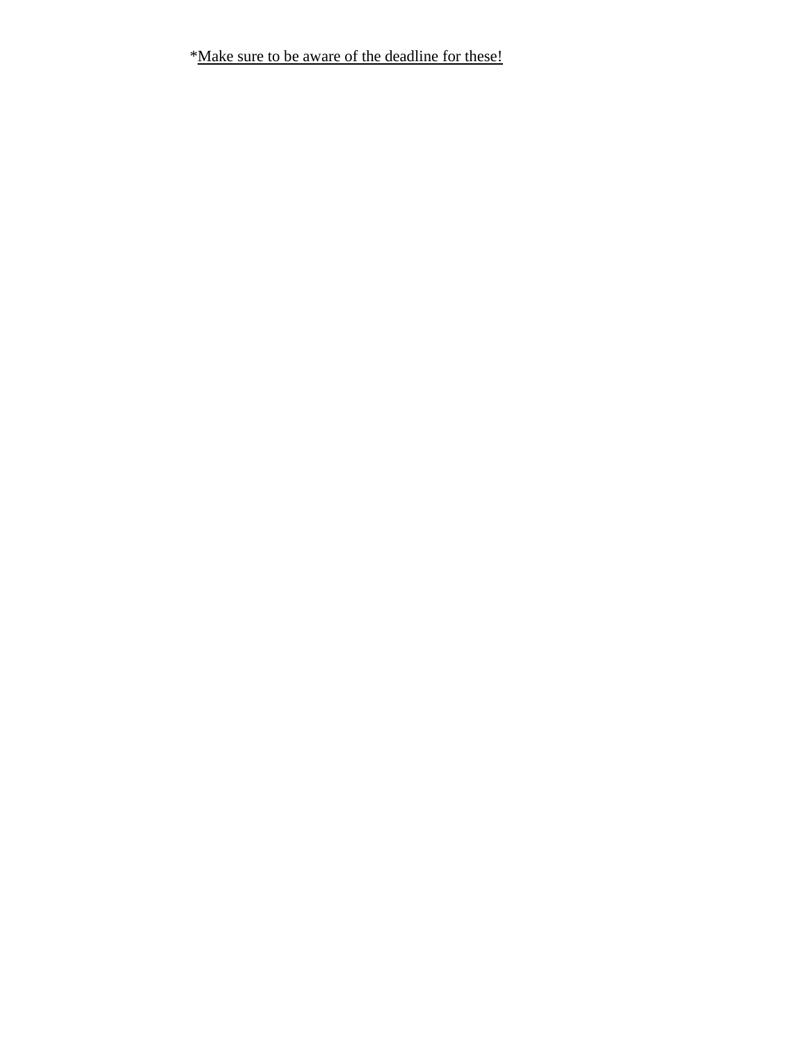*<u>Make sure to be aware of the deadline for these!</u>